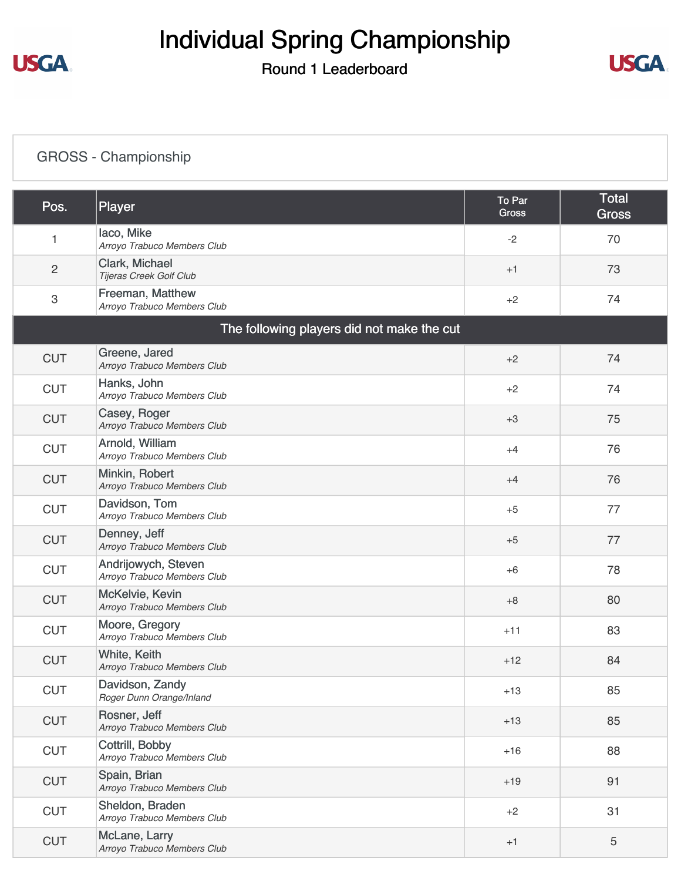# Individual Spring Championship

## Round 1 Leaderboard

### GROSS - Championship

| Pos. | Player | To Par Gross | Total Gross |
|---|---|---|---|
| 1 | Iaco, Mike<br>*Arroyo Trabuco Members Club* | -2 | 70 |
| 2 | Clark, Michael<br>*Tijeras Creek Golf Club* | +1 | 73 |
| 3 | Freeman, Matthew<br>*Arroyo Trabuco Members Club* | +2 | 74 |
| The following players did not make the cut | | | |
| CUT | Greene, Jared<br>*Arroyo Trabuco Members Club* | +2 | 74 |
| CUT | Hanks, John<br>*Arroyo Trabuco Members Club* | +2 | 74 |
| CUT | Casey, Roger<br>*Arroyo Trabuco Members Club* | +3 | 75 |
| CUT | Arnold, William<br>*Arroyo Trabuco Members Club* | +4 | 76 |
| CUT | Minkin, Robert<br>*Arroyo Trabuco Members Club* | +4 | 76 |
| CUT | Davidson, Tom<br>*Arroyo Trabuco Members Club* | +5 | 77 |
| CUT | Denney, Jeff<br>*Arroyo Trabuco Members Club* | +5 | 77 |
| CUT | Andrijowych, Steven<br>*Arroyo Trabuco Members Club* | +6 | 78 |
| CUT | McKelvie, Kevin<br>*Arroyo Trabuco Members Club* | +8 | 80 |
| CUT | Moore, Gregory<br>*Arroyo Trabuco Members Club* | +11 | 83 |
| CUT | White, Keith<br>*Arroyo Trabuco Members Club* | +12 | 84 |
| CUT | Davidson, Zandy<br>*Roger Dunn Orange/Inland* | +13 | 85 |
| CUT | Rosner, Jeff<br>*Arroyo Trabuco Members Club* | +13 | 85 |
| CUT | Cottrill, Bobby<br>*Arroyo Trabuco Members Club* | +16 | 88 |
| CUT | Spain, Brian<br>*Arroyo Trabuco Members Club* | +19 | 91 |
| CUT | Sheldon, Braden<br>*Arroyo Trabuco Members Club* | +2 | 31 |
| CUT | McLane, Larry<br>*Arroyo Trabuco Members Club* | +1 | 5 |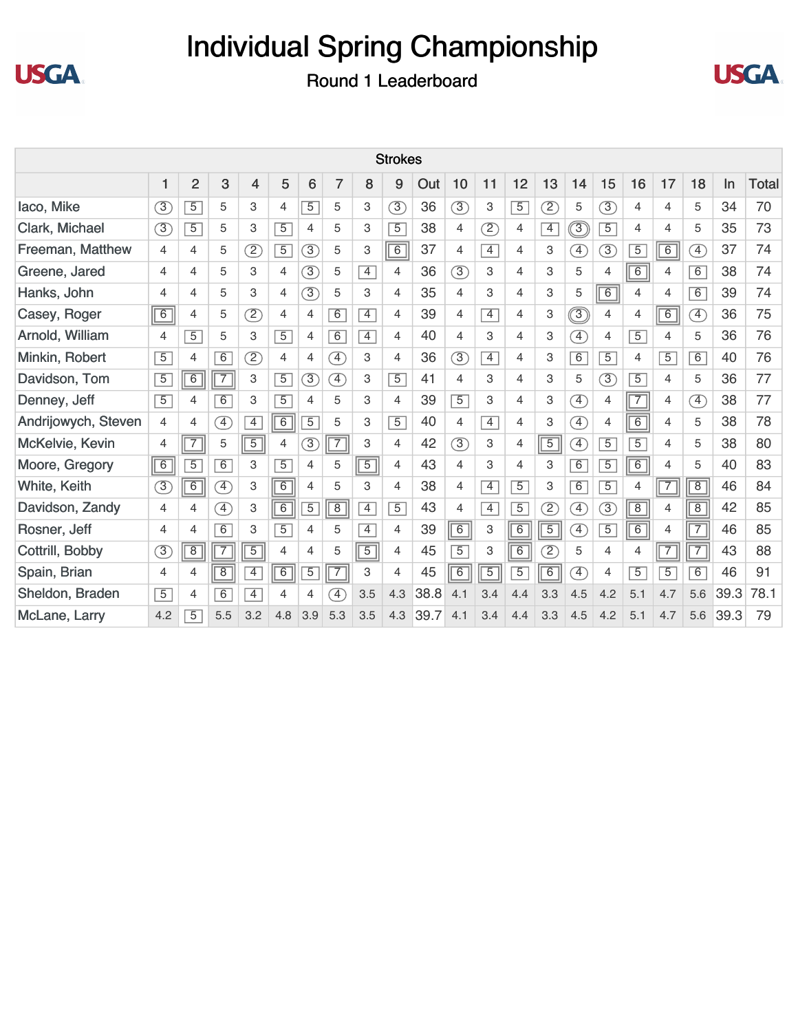# Individual Spring Championship

## Round 1 Leaderboard

| | Strokes | | | | | | | | | | | | | | | | | | | | |
|---|---|---|---|---|---|---|---|---|---|---|---|---|---|---|---|---|---|---|---|---|---|
| | 1 | 2 | 3 | 4 | 5 | 6 | 7 | 8 | 9 | Out | 10 | 11 | 12 | 13 | 14 | 15 | 16 | 17 | 18 | In | Total |
| Iaco, Mike | 3 | 5 | 5 | 3 | 4 | 5 | 5 | 3 | 3 | 36 | 3 | 3 | 5 | 2 | 5 | 3 | 4 | 4 | 5 | 34 | 70 |
| Clark, Michael | 3 | 5 | 5 | 3 | 5 | 4 | 5 | 3 | 5 | 38 | 4 | 2 | 4 | 4 | 3 | 5 | 4 | 4 | 5 | 35 | 73 |
| Freeman, Matthew | 4 | 4 | 5 | 2 | 5 | 3 | 5 | 3 | 6 | 37 | 4 | 4 | 4 | 3 | 4 | 3 | 5 | 6 | 4 | 37 | 74 |
| Greene, Jared | 4 | 4 | 5 | 3 | 4 | 3 | 5 | 4 | 4 | 36 | 3 | 3 | 4 | 3 | 5 | 4 | 6 | 4 | 6 | 38 | 74 |
| Hanks, John | 4 | 4 | 5 | 3 | 4 | 3 | 5 | 3 | 4 | 35 | 4 | 3 | 4 | 3 | 5 | 6 | 4 | 4 | 6 | 39 | 74 |
| Casey, Roger | 6 | 4 | 5 | 2 | 4 | 4 | 6 | 4 | 4 | 39 | 4 | 4 | 4 | 3 | 3 | 4 | 4 | 6 | 4 | 36 | 75 |
| Arnold, William | 4 | 5 | 5 | 3 | 5 | 4 | 6 | 4 | 4 | 40 | 4 | 3 | 4 | 3 | 4 | 4 | 5 | 4 | 5 | 36 | 76 |
| Minkin, Robert | 5 | 4 | 6 | 2 | 4 | 4 | 4 | 3 | 4 | 36 | 3 | 4 | 4 | 3 | 6 | 5 | 4 | 5 | 6 | 40 | 76 |
| Davidson, Tom | 5 | 6 | 7 | 3 | 5 | 3 | 4 | 3 | 5 | 41 | 4 | 3 | 4 | 3 | 5 | 3 | 5 | 4 | 5 | 36 | 77 |
| Denney, Jeff | 5 | 4 | 6 | 3 | 5 | 4 | 5 | 3 | 4 | 39 | 5 | 3 | 4 | 3 | 4 | 4 | 7 | 4 | 4 | 38 | 77 |
| Andrijowych, Steven | 4 | 4 | 4 | 4 | 6 | 5 | 5 | 3 | 5 | 40 | 4 | 4 | 4 | 3 | 4 | 4 | 6 | 4 | 5 | 38 | 78 |
| McKelvie, Kevin | 4 | 7 | 5 | 5 | 4 | 3 | 7 | 3 | 4 | 42 | 3 | 3 | 4 | 5 | 4 | 5 | 5 | 4 | 5 | 38 | 80 |
| Moore, Gregory | 6 | 5 | 6 | 3 | 5 | 4 | 5 | 5 | 4 | 43 | 4 | 3 | 4 | 3 | 6 | 5 | 6 | 4 | 5 | 40 | 83 |
| White, Keith | 3 | 6 | 4 | 3 | 6 | 4 | 5 | 3 | 4 | 38 | 4 | 4 | 5 | 3 | 6 | 5 | 4 | 7 | 8 | 46 | 84 |
| Davidson, Zandy | 4 | 4 | 4 | 3 | 6 | 5 | 8 | 4 | 5 | 43 | 4 | 4 | 5 | 2 | 4 | 3 | 8 | 4 | 8 | 42 | 85 |
| Rosner, Jeff | 4 | 4 | 6 | 3 | 5 | 4 | 5 | 4 | 4 | 39 | 6 | 3 | 6 | 5 | 4 | 5 | 6 | 4 | 7 | 46 | 85 |
| Cottrill, Bobby | 3 | 8 | 7 | 5 | 4 | 4 | 5 | 5 | 4 | 45 | 5 | 3 | 6 | 2 | 5 | 4 | 4 | 7 | 7 | 43 | 88 |
| Spain, Brian | 4 | 4 | 8 | 4 | 6 | 5 | 7 | 3 | 4 | 45 | 6 | 5 | 5 | 6 | 4 | 4 | 5 | 5 | 6 | 46 | 91 |
| Sheldon, Braden | 5 | 4 | 6 | 4 | 4 | 4 | 4 | 3.5 | 4.3 | 38.8 | 4.1 | 3.4 | 4.4 | 3.3 | 4.5 | 4.2 | 5.1 | 4.7 | 5.6 | 39.3 | 78.1 |
| McLane, Larry | 4.2 | 5 | 5.5 | 3.2 | 4.8 | 3.9 | 5.3 | 3.5 | 4.3 | 39.7 | 4.1 | 3.4 | 4.4 | 3.3 | 4.5 | 4.2 | 5.1 | 4.7 | 5.6 | 39.3 | 79 |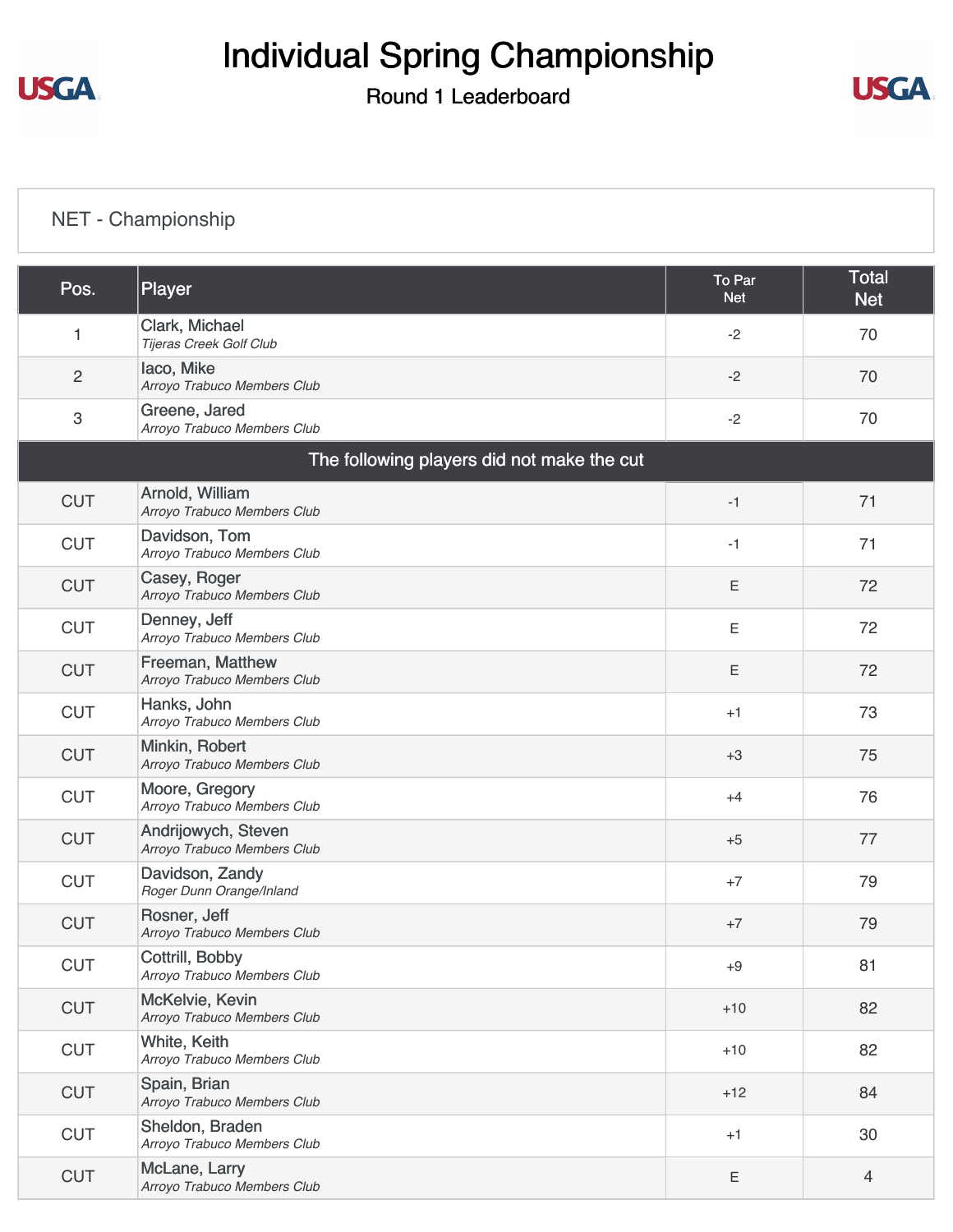# Individual Spring Championship

## Round 1 Leaderboard

NET - Championship

| Pos. | Player | To Par Net | Total Net |
|---|---|---|---|
| 1 | Clark, Michael *Tijeras Creek Golf Club* | -2 | 70 |
| 2 | Iaco, Mike *Arroyo Trabuco Members Club* | -2 | 70 |
| 3 | Greene, Jared *Arroyo Trabuco Members Club* | -2 | 70 |
| The following players did not make the cut | | | |
| CUT | Arnold, William *Arroyo Trabuco Members Club* | -1 | 71 |
| CUT | Davidson, Tom *Arroyo Trabuco Members Club* | -1 | 71 |
| CUT | Casey, Roger *Arroyo Trabuco Members Club* | E | 72 |
| CUT | Denney, Jeff *Arroyo Trabuco Members Club* | E | 72 |
| CUT | Freeman, Matthew *Arroyo Trabuco Members Club* | E | 72 |
| CUT | Hanks, John *Arroyo Trabuco Members Club* | +1 | 73 |
| CUT | Minkin, Robert *Arroyo Trabuco Members Club* | +3 | 75 |
| CUT | Moore, Gregory *Arroyo Trabuco Members Club* | +4 | 76 |
| CUT | Andrijowych, Steven *Arroyo Trabuco Members Club* | +5 | 77 |
| CUT | Davidson, Zandy *Roger Dunn Orange/Inland* | +7 | 79 |
| CUT | Rosner, Jeff *Arroyo Trabuco Members Club* | +7 | 79 |
| CUT | Cottrill, Bobby *Arroyo Trabuco Members Club* | +9 | 81 |
| CUT | McKelvie, Kevin *Arroyo Trabuco Members Club* | +10 | 82 |
| CUT | White, Keith *Arroyo Trabuco Members Club* | +10 | 82 |
| CUT | Spain, Brian *Arroyo Trabuco Members Club* | +12 | 84 |
| CUT | Sheldon, Braden *Arroyo Trabuco Members Club* | +1 | 30 |
| CUT | McLane, Larry *Arroyo Trabuco Members Club* | E | 4 |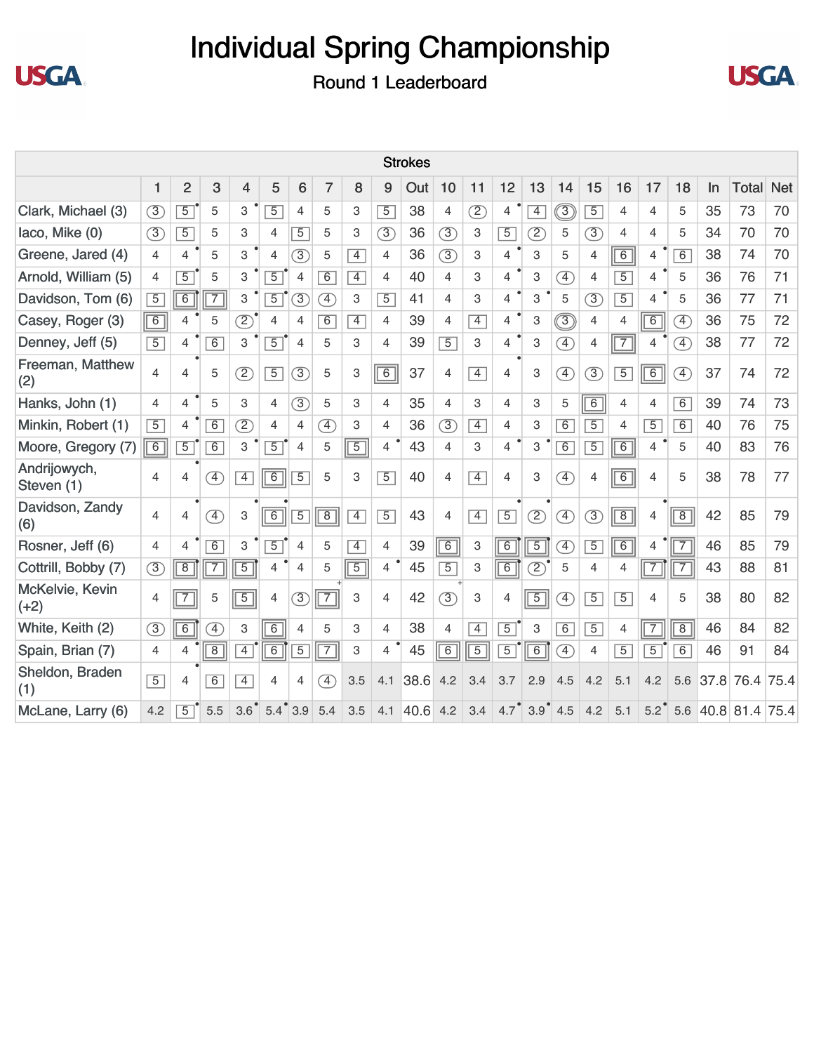# Individual Spring Championship

Round 1 Leaderboard

| Strokes | | | | | | | | | | | | | | | | | | | | | | |
|---|---|---|---|---|---|---|---|---|---|---|---|---|---|---|---|---|---|---|---|---|---|---|
| | 1 | 2 | 3 | 4 | 5 | 6 | 7 | 8 | 9 | Out | 10 | 11 | 12 | 13 | 14 | 15 | 16 | 17 | 18 | In | Total | Net |
| Clark, Michael (3) | 3 | 5 | 5 | 3 | 5 | 4 | 5 | 3 | 5 | 38 | 4 | 2 | 4 | 4 | 3 | 5 | 4 | 4 | 5 | 35 | 73 | 70 |
| Iaco, Mike (0) | 3 | 5 | 5 | 3 | 4 | 5 | 5 | 3 | 3 | 36 | 3 | 3 | 5 | 2 | 5 | 3 | 4 | 4 | 5 | 34 | 70 | 70 |
| Greene, Jared (4) | 4 | 4 | 5 | 3 | 4 | 3 | 5 | 4 | 4 | 36 | 3 | 3 | 4 | 3 | 5 | 4 | 6 | 4 | 6 | 38 | 74 | 70 |
| Arnold, William (5) | 4 | 5 | 5 | 3 | 5 | 4 | 6 | 4 | 4 | 40 | 4 | 3 | 4 | 3 | 4 | 4 | 5 | 4 | 5 | 36 | 76 | 71 |
| Davidson, Tom (6) | 5 | 6 | 7 | 3 | 5 | 3 | 4 | 3 | 5 | 41 | 4 | 3 | 4 | 3 | 5 | 3 | 5 | 4 | 5 | 36 | 77 | 71 |
| Casey, Roger (3) | 6 | 4 | 5 | 2 | 4 | 4 | 6 | 4 | 4 | 39 | 4 | 4 | 4 | 3 | 3 | 4 | 4 | 6 | 4 | 36 | 75 | 72 |
| Denney, Jeff (5) | 5 | 4 | 6 | 3 | 5 | 4 | 5 | 3 | 4 | 39 | 5 | 3 | 4 | 3 | 4 | 4 | 7 | 4 | 4 | 38 | 77 | 72 |
| Freeman, Matthew (2) | 4 | 4 | 5 | 2 | 5 | 3 | 5 | 3 | 6 | 37 | 4 | 4 | 4 | 3 | 4 | 3 | 5 | 6 | 4 | 37 | 74 | 72 |
| Hanks, John (1) | 4 | 4 | 5 | 3 | 4 | 3 | 5 | 3 | 4 | 35 | 4 | 3 | 4 | 3 | 5 | 6 | 4 | 4 | 6 | 39 | 74 | 73 |
| Minkin, Robert (1) | 5 | 4 | 6 | 2 | 4 | 4 | 4 | 3 | 4 | 36 | 3 | 4 | 4 | 3 | 6 | 5 | 4 | 5 | 6 | 40 | 76 | 75 |
| Moore, Gregory (7) | 6 | 5 | 6 | 3 | 5 | 4 | 5 | 5 | 4 | 43 | 4 | 3 | 4 | 3 | 6 | 5 | 6 | 4 | 5 | 40 | 83 | 76 |
| Andrijowych, Steven (1) | 4 | 4 | 4 | 4 | 6 | 5 | 5 | 3 | 5 | 40 | 4 | 4 | 4 | 3 | 4 | 4 | 6 | 4 | 5 | 38 | 78 | 77 |
| Davidson, Zandy (6) | 4 | 4 | 4 | 3 | 6 | 5 | 8 | 4 | 5 | 43 | 4 | 4 | 5 | 2 | 4 | 3 | 8 | 4 | 8 | 42 | 85 | 79 |
| Rosner, Jeff (6) | 4 | 4 | 6 | 3 | 5 | 4 | 5 | 4 | 4 | 39 | 6 | 3 | 6 | 5 | 4 | 5 | 6 | 4 | 7 | 46 | 85 | 79 |
| Cottrill, Bobby (7) | 3 | 8 | 7 | 5 | 4 | 4 | 5 | 5 | 4 | 45 | 5 | 3 | 6 | 2 | 5 | 4 | 4 | 7 | 7 | 43 | 88 | 81 |
| McKelvie, Kevin (+2) | 4 | 7 | 5 | 5 | 4 | 3 | 7 | 3 | 4 | 42 | 3 | 3 | 4 | 5 | 4 | 5 | 5 | 4 | 5 | 38 | 80 | 82 |
| White, Keith (2) | 3 | 6 | 4 | 3 | 6 | 4 | 5 | 3 | 4 | 38 | 4 | 4 | 5 | 3 | 6 | 5 | 4 | 7 | 8 | 46 | 84 | 82 |
| Spain, Brian (7) | 4 | 4 | 8 | 4 | 6 | 5 | 7 | 3 | 4 | 45 | 6 | 5 | 5 | 6 | 4 | 4 | 5 | 5 | 6 | 46 | 91 | 84 |
| Sheldon, Braden (1) | 5 | 4 | 6 | 4 | 4 | 4 | 4 | 3.5 | 4.1 | 38.6 | 4.2 | 3.4 | 3.7 | 2.9 | 4.5 | 4.2 | 5.1 | 4.2 | 5.6 | 37.8 | 76.4 | 75.4 |
| McLane, Larry (6) | 4.2 | 5 | 5.5 | 3.6 | 5.4 | 3.9 | 5.4 | 3.5 | 4.1 | 40.6 | 4.2 | 3.4 | 4.7 | 3.9 | 4.5 | 4.2 | 5.1 | 5.2 | 5.6 | 40.8 | 81.4 | 75.4 |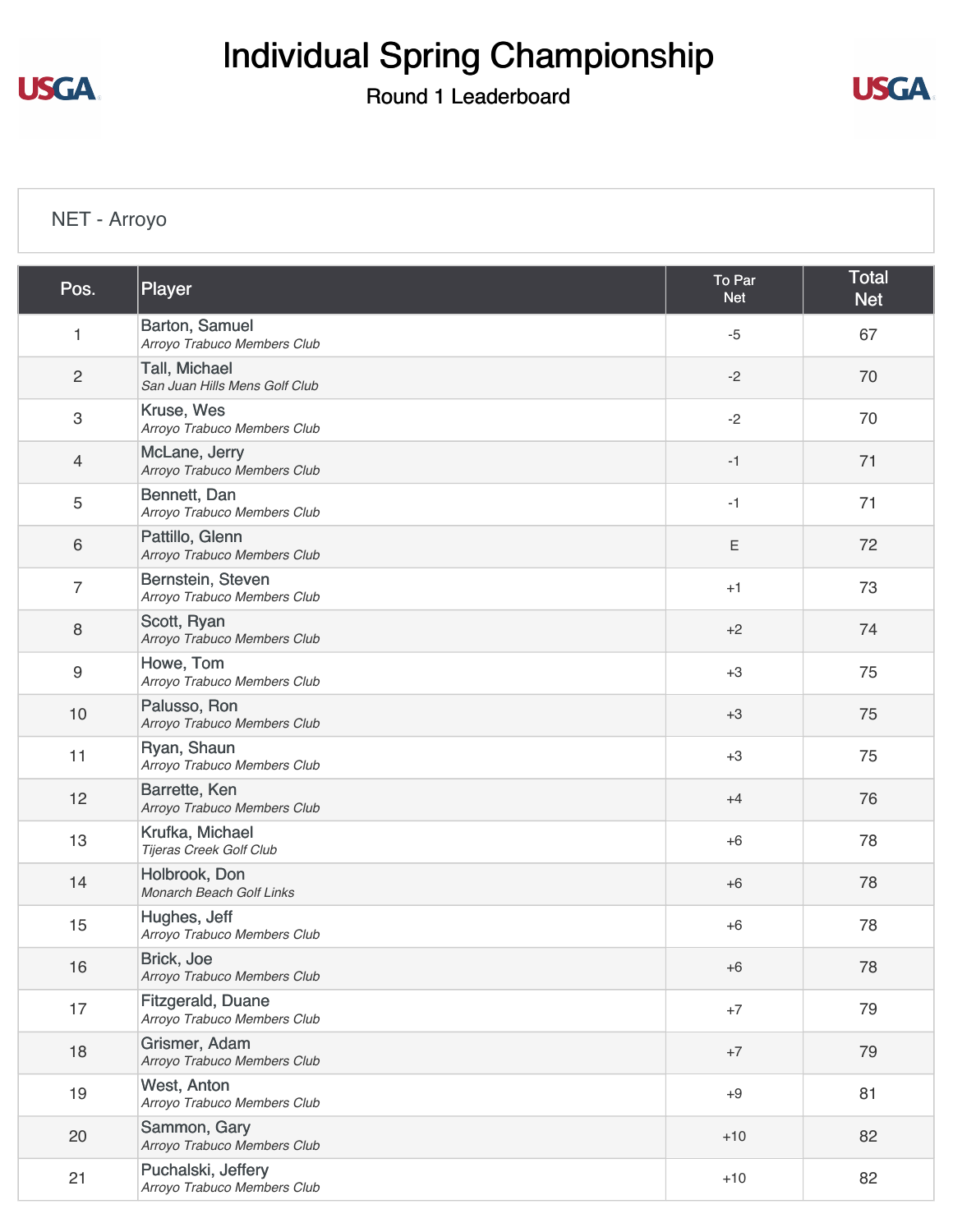# Individual Spring Championship

## Round 1 Leaderboard

NET - Arroyo

| Pos. | Player | To Par Net | Total Net |
|---|---|---|---|
| 1 | Barton, Samuel<br>*Arroyo Trabuco Members Club* | -5 | 67 |
| 2 | Tall, Michael<br>*San Juan Hills Mens Golf Club* | -2 | 70 |
| 3 | Kruse, Wes<br>*Arroyo Trabuco Members Club* | -2 | 70 |
| 4 | McLane, Jerry<br>*Arroyo Trabuco Members Club* | -1 | 71 |
| 5 | Bennett, Dan<br>*Arroyo Trabuco Members Club* | -1 | 71 |
| 6 | Pattillo, Glenn<br>*Arroyo Trabuco Members Club* | E | 72 |
| 7 | Bernstein, Steven<br>*Arroyo Trabuco Members Club* | +1 | 73 |
| 8 | Scott, Ryan<br>*Arroyo Trabuco Members Club* | +2 | 74 |
| 9 | Howe, Tom<br>*Arroyo Trabuco Members Club* | +3 | 75 |
| 10 | Palusso, Ron<br>*Arroyo Trabuco Members Club* | +3 | 75 |
| 11 | Ryan, Shaun<br>*Arroyo Trabuco Members Club* | +3 | 75 |
| 12 | Barrette, Ken<br>*Arroyo Trabuco Members Club* | +4 | 76 |
| 13 | Krufka, Michael<br>*Tijeras Creek Golf Club* | +6 | 78 |
| 14 | Holbrook, Don<br>*Monarch Beach Golf Links* | +6 | 78 |
| 15 | Hughes, Jeff<br>*Arroyo Trabuco Members Club* | +6 | 78 |
| 16 | Brick, Joe<br>*Arroyo Trabuco Members Club* | +6 | 78 |
| 17 | Fitzgerald, Duane<br>*Arroyo Trabuco Members Club* | +7 | 79 |
| 18 | Grismer, Adam<br>*Arroyo Trabuco Members Club* | +7 | 79 |
| 19 | West, Anton<br>*Arroyo Trabuco Members Club* | +9 | 81 |
| 20 | Sammon, Gary<br>*Arroyo Trabuco Members Club* | +10 | 82 |
| 21 | Puchalski, Jeffery<br>*Arroyo Trabuco Members Club* | +10 | 82 |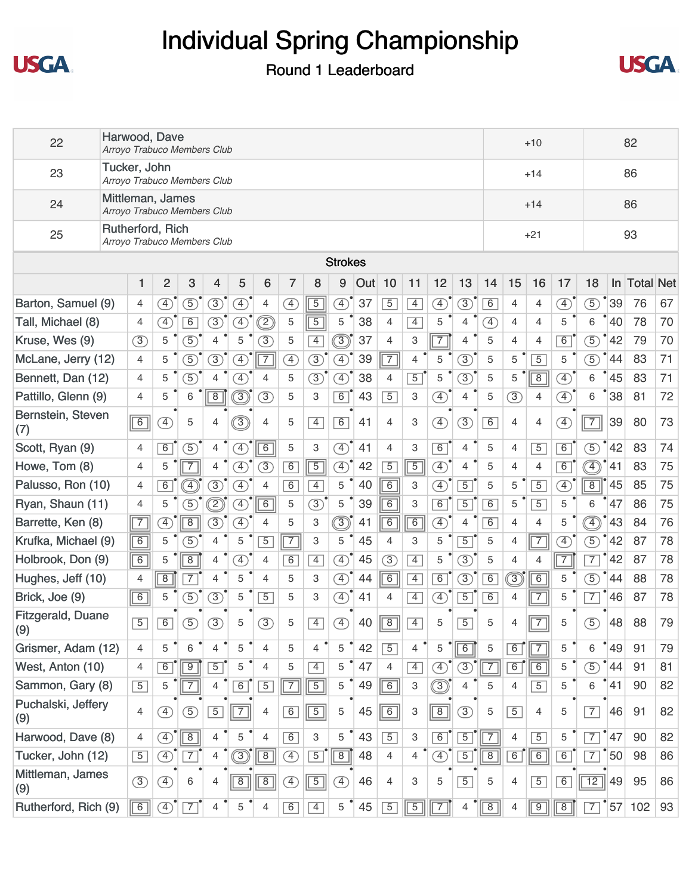# Individual Spring Championship

## Round 1 Leaderboard

| | | | |
|---|---|---|---|
| 22 | Harwood, Dave<br>*Arroyo Trabuco Members Club* | +10 | 82 |
| 23 | Tucker, John<br>*Arroyo Trabuco Members Club* | +14 | 86 |
| 24 | Mittleman, James<br>*Arroyo Trabuco Members Club* | +14 | 86 |
| 25 | Rutherford, Rich<br>*Arroyo Trabuco Members Club* | +21 | 93 |

**Strokes**

| | 1 | 2 | 3 | 4 | 5 | 6 | 7 | 8 | 9 | Out | 10 | 11 | 12 | 13 | 14 | 15 | 16 | 17 | 18 | In | Total | Net |
|---|---|---|---|---|---|---|---|---|---|---|---|---|---|---|---|---|---|---|---|---|---|---|
| Barton, Samuel (9) | 4 | 4 | 5 | 3 | 4 | 4 | 4 | 5 | 4 | 37 | 5 | 4 | 4 | 3 | 6 | 4 | 4 | 4 | 5 | 39 | 76 | 67 |
| Tall, Michael (8) | 4 | 4 | 6 | 3 | 4 | 2 | 5 | 5 | 5 | 38 | 4 | 4 | 5 | 4 | 4 | 4 | 4 | 5 | 6 | 40 | 78 | 70 |
| Kruse, Wes (9) | 3 | 5 | 5 | 4 | 5 | 3 | 5 | 4 | 3 | 37 | 4 | 3 | 7 | 4 | 5 | 4 | 4 | 6 | 5 | 42 | 79 | 70 |
| McLane, Jerry (12) | 4 | 5 | 5 | 3 | 4 | 7 | 4 | 3 | 4 | 39 | 7 | 4 | 5 | 3 | 5 | 5 | 5 | 5 | 5 | 44 | 83 | 71 |
| Bennett, Dan (12) | 4 | 5 | 5 | 4 | 4 | 4 | 5 | 3 | 4 | 38 | 4 | 5 | 5 | 3 | 5 | 5 | 8 | 4 | 6 | 45 | 83 | 71 |
| Pattillo, Glenn (9) | 4 | 5 | 6 | 8 | 3 | 3 | 5 | 3 | 6 | 43 | 5 | 3 | 4 | 4 | 5 | 3 | 4 | 4 | 6 | 38 | 81 | 72 |
| Bernstein, Steven (7) | 6 | 4 | 5 | 4 | 3 | 4 | 5 | 4 | 6 | 41 | 4 | 3 | 4 | 3 | 6 | 4 | 4 | 4 | 7 | 39 | 80 | 73 |
| Scott, Ryan (9) | 4 | 6 | 5 | 4 | 4 | 6 | 5 | 3 | 4 | 41 | 4 | 3 | 6 | 4 | 5 | 4 | 5 | 6 | 5 | 42 | 83 | 74 |
| Howe, Tom (8) | 4 | 5 | 7 | 4 | 4 | 3 | 6 | 5 | 4 | 42 | 5 | 5 | 4 | 4 | 5 | 4 | 4 | 6 | 4 | 41 | 83 | 75 |
| Palusso, Ron (10) | 4 | 6 | 4 | 3 | 4 | 4 | 6 | 4 | 5 | 40 | 6 | 3 | 4 | 5 | 5 | 5 | 5 | 4 | 8 | 45 | 85 | 75 |
| Ryan, Shaun (11) | 4 | 5 | 5 | 2 | 4 | 6 | 5 | 3 | 5 | 39 | 6 | 3 | 6 | 5 | 6 | 5 | 5 | 5 | 6 | 47 | 86 | 75 |
| Barrette, Ken (8) | 7 | 4 | 8 | 3 | 4 | 4 | 5 | 3 | 3 | 41 | 6 | 6 | 4 | 4 | 6 | 4 | 4 | 5 | 4 | 43 | 84 | 76 |
| Krufka, Michael (9) | 6 | 5 | 5 | 4 | 5 | 5 | 7 | 3 | 5 | 45 | 4 | 3 | 5 | 5 | 5 | 4 | 7 | 4 | 5 | 42 | 87 | 78 |
| Holbrook, Don (9) | 6 | 5 | 8 | 4 | 4 | 4 | 6 | 4 | 4 | 45 | 3 | 4 | 5 | 3 | 5 | 4 | 4 | 7 | 7 | 42 | 87 | 78 |
| Hughes, Jeff (10) | 4 | 8 | 7 | 4 | 5 | 4 | 5 | 3 | 4 | 44 | 6 | 4 | 6 | 3 | 6 | 3 | 6 | 5 | 5 | 44 | 88 | 78 |
| Brick, Joe (9) | 6 | 5 | 5 | 3 | 5 | 5 | 5 | 3 | 4 | 41 | 4 | 4 | 4 | 5 | 6 | 4 | 7 | 5 | 7 | 46 | 87 | 78 |
| Fitzgerald, Duane (9) | 5 | 6 | 5 | 3 | 5 | 3 | 5 | 4 | 4 | 40 | 8 | 4 | 5 | 5 | 5 | 4 | 7 | 5 | 5 | 48 | 88 | 79 |
| Grismer, Adam (12) | 4 | 5 | 6 | 4 | 5 | 4 | 5 | 4 | 5 | 42 | 5 | 4 | 5 | 6 | 5 | 6 | 7 | 5 | 6 | 49 | 91 | 79 |
| West, Anton (10) | 4 | 6 | 9 | 5 | 5 | 4 | 5 | 4 | 5 | 47 | 4 | 4 | 4 | 3 | 7 | 6 | 6 | 5 | 5 | 44 | 91 | 81 |
| Sammon, Gary (8) | 5 | 5 | 7 | 4 | 6 | 5 | 7 | 5 | 5 | 49 | 6 | 3 | 3 | 4 | 5 | 4 | 5 | 5 | 6 | 41 | 90 | 82 |
| Puchalski, Jeffery (9) | 4 | 4 | 5 | 5 | 7 | 4 | 6 | 5 | 5 | 45 | 6 | 3 | 8 | 3 | 5 | 5 | 4 | 5 | 7 | 46 | 91 | 82 |
| Harwood, Dave (8) | 4 | 4 | 8 | 4 | 5 | 4 | 6 | 3 | 5 | 43 | 5 | 3 | 6 | 5 | 7 | 4 | 5 | 5 | 7 | 47 | 90 | 82 |
| Tucker, John (12) | 5 | 4 | 7 | 4 | 3 | 8 | 4 | 5 | 8 | 48 | 4 | 4 | 4 | 5 | 8 | 6 | 6 | 6 | 7 | 50 | 98 | 86 |
| Mittleman, James (9) | 3 | 4 | 6 | 4 | 8 | 8 | 4 | 5 | 4 | 46 | 4 | 3 | 5 | 5 | 5 | 4 | 5 | 6 | 12 | 49 | 95 | 86 |
| Rutherford, Rich (9) | 6 | 4 | 7 | 4 | 5 | 4 | 6 | 4 | 5 | 45 | 5 | 5 | 7 | 4 | 8 | 4 | 9 | 8 | 7 | 57 | 102 | 93 |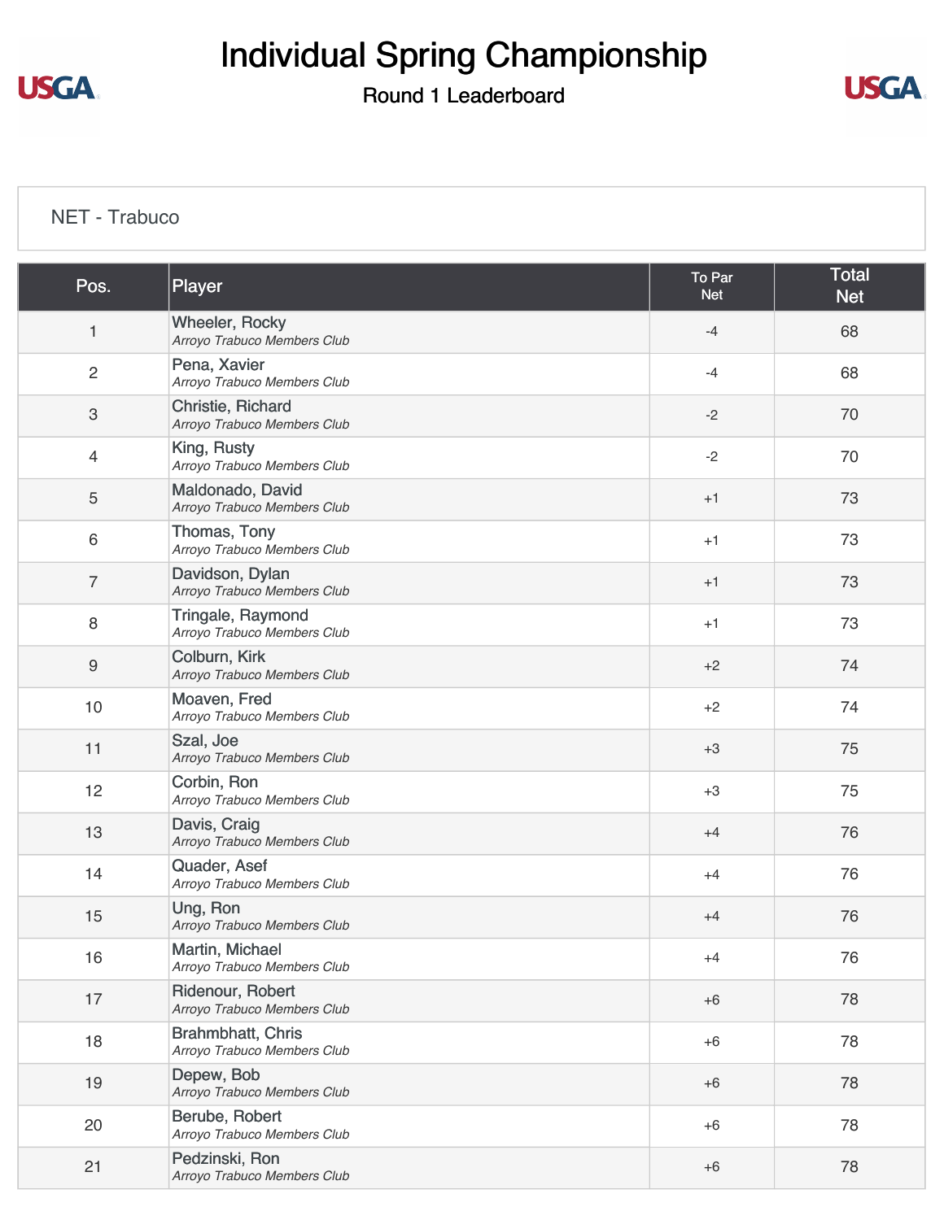# Individual Spring Championship

## Round 1 Leaderboard

NET - Trabuco

| Pos. | Player | To Par Net | Total Net |
|---|---|---|---|
| 1 | Wheeler, Rocky *Arroyo Trabuco Members Club* | -4 | 68 |
| 2 | Pena, Xavier *Arroyo Trabuco Members Club* | -4 | 68 |
| 3 | Christie, Richard *Arroyo Trabuco Members Club* | -2 | 70 |
| 4 | King, Rusty *Arroyo Trabuco Members Club* | -2 | 70 |
| 5 | Maldonado, David *Arroyo Trabuco Members Club* | +1 | 73 |
| 6 | Thomas, Tony *Arroyo Trabuco Members Club* | +1 | 73 |
| 7 | Davidson, Dylan *Arroyo Trabuco Members Club* | +1 | 73 |
| 8 | Tringale, Raymond *Arroyo Trabuco Members Club* | +1 | 73 |
| 9 | Colburn, Kirk *Arroyo Trabuco Members Club* | +2 | 74 |
| 10 | Moaven, Fred *Arroyo Trabuco Members Club* | +2 | 74 |
| 11 | Szal, Joe *Arroyo Trabuco Members Club* | +3 | 75 |
| 12 | Corbin, Ron *Arroyo Trabuco Members Club* | +3 | 75 |
| 13 | Davis, Craig *Arroyo Trabuco Members Club* | +4 | 76 |
| 14 | Quader, Asef *Arroyo Trabuco Members Club* | +4 | 76 |
| 15 | Ung, Ron *Arroyo Trabuco Members Club* | +4 | 76 |
| 16 | Martin, Michael *Arroyo Trabuco Members Club* | +4 | 76 |
| 17 | Ridenour, Robert *Arroyo Trabuco Members Club* | +6 | 78 |
| 18 | Brahmbhatt, Chris *Arroyo Trabuco Members Club* | +6 | 78 |
| 19 | Depew, Bob *Arroyo Trabuco Members Club* | +6 | 78 |
| 20 | Berube, Robert *Arroyo Trabuco Members Club* | +6 | 78 |
| 21 | Pedzinski, Ron *Arroyo Trabuco Members Club* | +6 | 78 |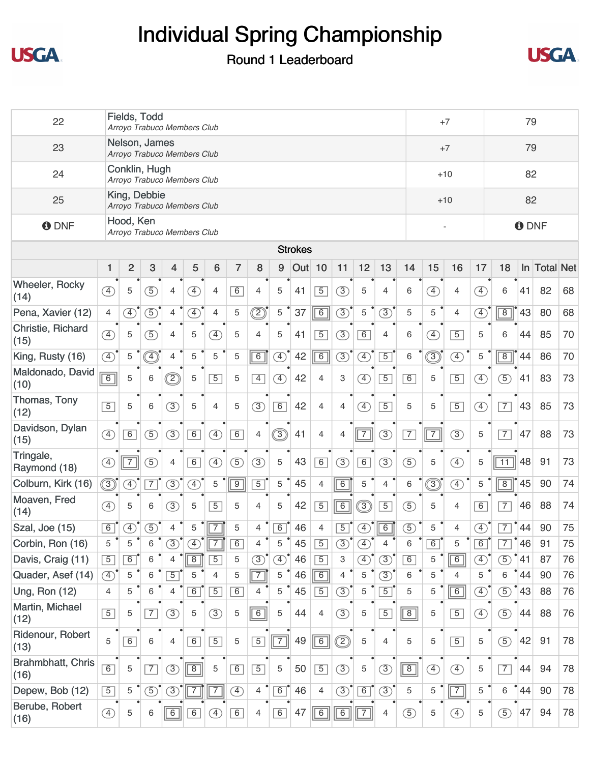# Individual Spring Championship

Round 1 Leaderboard

| | | | |
|---|---|---|---|
| 22 | Fields, Todd<br>*Arroyo Trabuco Members Club* | +7 | 79 |
| 23 | Nelson, James<br>*Arroyo Trabuco Members Club* | +7 | 79 |
| 24 | Conklin, Hugh<br>*Arroyo Trabuco Members Club* | +10 | 82 |
| 25 | King, Debbie<br>*Arroyo Trabuco Members Club* | +10 | 82 |
| DNF | Hood, Ken<br>*Arroyo Trabuco Members Club* | - | DNF |

**Strokes**

| | 1 | 2 | 3 | 4 | 5 | 6 | 7 | 8 | 9 | Out | 10 | 11 | 12 | 13 | 14 | 15 | 16 | 17 | 18 | In | Total | Net |
|---|---|---|---|---|---|---|---|---|---|---|---|---|---|---|---|---|---|---|---|---|---|---|
| Wheeler, Rocky (14) | 4 | 5 | 5 | 4 | 4 | 4 | 6 | 4 | 5 | 41 | 5 | 3 | 5 | 4 | 6 | 4 | 4 | 4 | 6 | 41 | 82 | 68 |
| Pena, Xavier (12) | 4 | 4 | 5 | 4 | 4 | 4 | 5 | 2 | 5 | 37 | 6 | 3 | 5 | 3 | 5 | 5 | 4 | 4 | 8 | 43 | 80 | 68 |
| Christie, Richard (15) | 4 | 5 | 5 | 4 | 5 | 4 | 5 | 4 | 5 | 41 | 5 | 3 | 6 | 4 | 6 | 4 | 5 | 5 | 6 | 44 | 85 | 70 |
| King, Rusty (16) | 4 | 5 | 4 | 4 | 5 | 5 | 5 | 6 | 4 | 42 | 6 | 3 | 4 | 5 | 6 | 3 | 4 | 5 | 8 | 44 | 86 | 70 |
| Maldonado, David (10) | 6 | 5 | 6 | 2 | 5 | 5 | 5 | 4 | 4 | 42 | 4 | 3 | 4 | 5 | 6 | 5 | 5 | 4 | 5 | 41 | 83 | 73 |
| Thomas, Tony (12) | 5 | 5 | 6 | 3 | 5 | 4 | 5 | 3 | 6 | 42 | 4 | 4 | 4 | 5 | 5 | 5 | 5 | 4 | 7 | 43 | 85 | 73 |
| Davidson, Dylan (15) | 4 | 6 | 5 | 3 | 6 | 4 | 6 | 4 | 3 | 41 | 4 | 4 | 7 | 3 | 7 | 7 | 3 | 5 | 7 | 47 | 88 | 73 |
| Tringale, Raymond (18) | 4 | 7 | 5 | 4 | 6 | 4 | 5 | 3 | 5 | 43 | 6 | 3 | 6 | 3 | 5 | 5 | 4 | 5 | 11 | 48 | 91 | 73 |
| Colburn, Kirk (16) | 3 | 4 | 7 | 3 | 4 | 5 | 9 | 5 | 5 | 45 | 4 | 6 | 5 | 4 | 6 | 3 | 4 | 5 | 8 | 45 | 90 | 74 |
| Moaven, Fred (14) | 4 | 5 | 6 | 3 | 5 | 5 | 5 | 4 | 5 | 42 | 5 | 6 | 3 | 5 | 5 | 5 | 4 | 6 | 7 | 46 | 88 | 74 |
| Szal, Joe (15) | 6 | 4 | 5 | 4 | 5 | 7 | 5 | 4 | 6 | 46 | 4 | 5 | 4 | 6 | 5 | 5 | 4 | 4 | 7 | 44 | 90 | 75 |
| Corbin, Ron (16) | 5 | 5 | 6 | 3 | 4 | 7 | 6 | 4 | 5 | 45 | 5 | 3 | 4 | 4 | 6 | 6 | 5 | 6 | 7 | 46 | 91 | 75 |
| Davis, Craig (11) | 5 | 6 | 6 | 4 | 8 | 5 | 5 | 3 | 4 | 46 | 5 | 3 | 4 | 3 | 6 | 5 | 6 | 4 | 5 | 41 | 87 | 76 |
| Quader, Asef (14) | 4 | 5 | 6 | 5 | 5 | 4 | 5 | 7 | 5 | 46 | 6 | 4 | 5 | 3 | 6 | 5 | 4 | 5 | 6 | 44 | 90 | 76 |
| Ung, Ron (12) | 4 | 5 | 6 | 4 | 6 | 5 | 6 | 4 | 5 | 45 | 5 | 3 | 5 | 5 | 5 | 5 | 6 | 4 | 5 | 43 | 88 | 76 |
| Martin, Michael (12) | 5 | 5 | 7 | 3 | 5 | 3 | 5 | 6 | 5 | 44 | 4 | 3 | 5 | 5 | 8 | 5 | 5 | 4 | 5 | 44 | 88 | 76 |
| Ridenour, Robert (13) | 5 | 6 | 6 | 4 | 6 | 5 | 5 | 5 | 7 | 49 | 6 | 2 | 5 | 4 | 5 | 5 | 5 | 5 | 5 | 42 | 91 | 78 |
| Brahmbhatt, Chris (16) | 6 | 5 | 7 | 3 | 8 | 5 | 6 | 5 | 5 | 50 | 5 | 3 | 5 | 3 | 8 | 4 | 4 | 5 | 7 | 44 | 94 | 78 |
| Depew, Bob (12) | 5 | 5 | 5 | 3 | 7 | 7 | 4 | 4 | 6 | 46 | 4 | 3 | 6 | 3 | 5 | 5 | 7 | 5 | 6 | 44 | 90 | 78 |
| Berube, Robert (16) | 4 | 5 | 6 | 6 | 6 | 4 | 6 | 4 | 6 | 47 | 6 | 6 | 7 | 4 | 5 | 5 | 4 | 5 | 5 | 47 | 94 | 78 |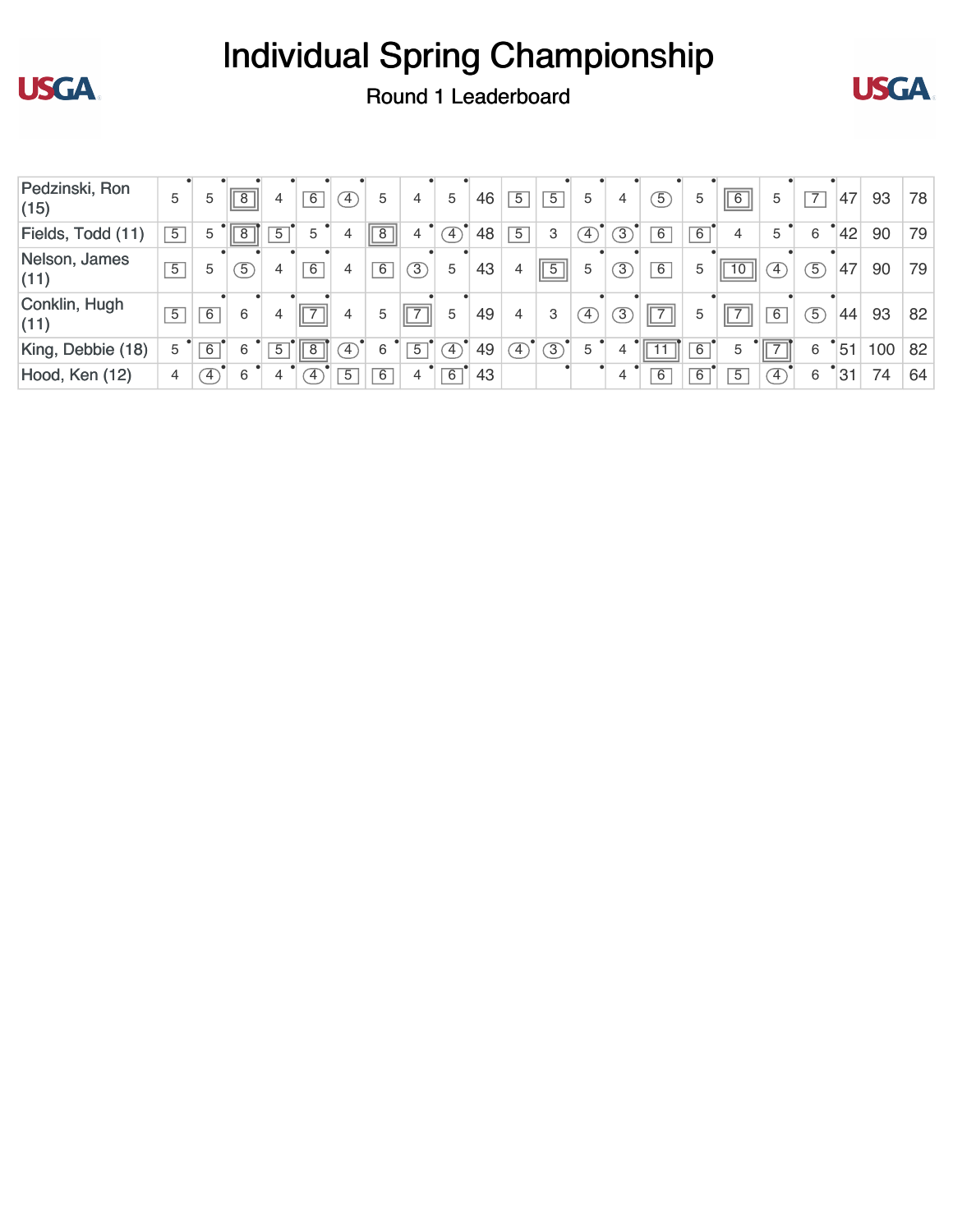# Individual Spring Championship

## Round 1 Leaderboard

| Player | 1 | 2 | 3 | 4 | 5 | 6 | 7 | 8 | 9 | Out | 10 | 11 | 12 | 13 | 14 | 15 | 16 | 17 | 18 | In | Gross | Net |
|---|---|---|---|---|---|---|---|---|---|---|---|---|---|---|---|---|---|---|---|---|---|---|
| Pedzinski, Ron (15) | 5 | 5 | 8 | 4 | 6 | 4 | 5 | 4 | 5 | 46 | 5 | 5 | 5 | 4 | 5 | 5 | 6 | 5 | 7 | 47 | 93 | 78 |
| Fields, Todd (11) | 5 | 5 | 8 | 5 | 5 | 4 | 8 | 4 | 4 | 48 | 5 | 3 | 4 | 3 | 6 | 6 | 4 | 5 | 6 | 42 | 90 | 79 |
| Nelson, James (11) | 5 | 5 | 5 | 4 | 6 | 4 | 6 | 3 | 5 | 43 | 4 | 5 | 5 | 3 | 6 | 5 | 10 | 4 | 5 | 47 | 90 | 79 |
| Conklin, Hugh (11) | 5 | 6 | 6 | 4 | 7 | 4 | 5 | 7 | 5 | 49 | 4 | 3 | 4 | 3 | 7 | 5 | 7 | 6 | 5 | 44 | 93 | 82 |
| King, Debbie (18) | 5 | 6 | 6 | 5 | 8 | 4 | 6 | 5 | 4 | 49 | 4 | 3 | 5 | 4 | 11 | 6 | 5 | 7 | 6 | 51 | 100 | 82 |
| Hood, Ken (12) | 4 | 4 | 6 | 4 | 4 | 5 | 6 | 4 | 6 | 43 | | | | 4 | 6 | 6 | 5 | 4 | 6 | 31 | 74 | 64 |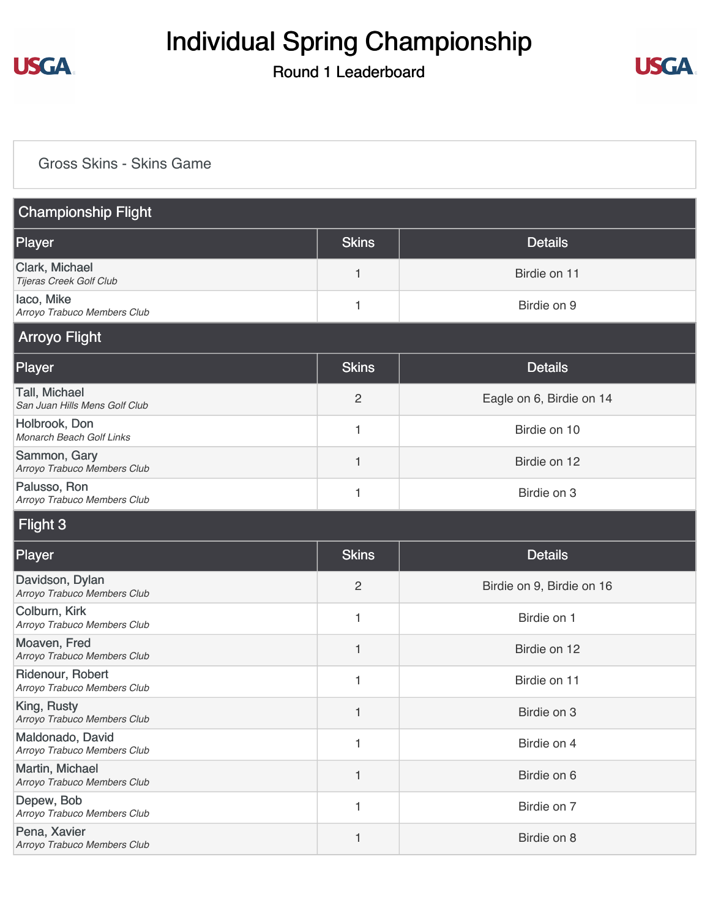# Individual Spring Championship

## Round 1 Leaderboard

Gross Skins - Skins Game

### Championship Flight

| Player | Skins | Details |
|---|---|---|
| Clark, Michael<br>*Tijeras Creek Golf Club* | 1 | Birdie on 11 |
| Iaco, Mike<br>*Arroyo Trabuco Members Club* | 1 | Birdie on 9 |

### Arroyo Flight

| Player | Skins | Details |
|---|---|---|
| Tall, Michael<br>*San Juan Hills Mens Golf Club* | 2 | Eagle on 6, Birdie on 14 |
| Holbrook, Don<br>*Monarch Beach Golf Links* | 1 | Birdie on 10 |
| Sammon, Gary<br>*Arroyo Trabuco Members Club* | 1 | Birdie on 12 |
| Palusso, Ron<br>*Arroyo Trabuco Members Club* | 1 | Birdie on 3 |

### Flight 3

| Player | Skins | Details |
|---|---|---|
| Davidson, Dylan<br>*Arroyo Trabuco Members Club* | 2 | Birdie on 9, Birdie on 16 |
| Colburn, Kirk<br>*Arroyo Trabuco Members Club* | 1 | Birdie on 1 |
| Moaven, Fred<br>*Arroyo Trabuco Members Club* | 1 | Birdie on 12 |
| Ridenour, Robert<br>*Arroyo Trabuco Members Club* | 1 | Birdie on 11 |
| King, Rusty<br>*Arroyo Trabuco Members Club* | 1 | Birdie on 3 |
| Maldonado, David<br>*Arroyo Trabuco Members Club* | 1 | Birdie on 4 |
| Martin, Michael<br>*Arroyo Trabuco Members Club* | 1 | Birdie on 6 |
| Depew, Bob<br>*Arroyo Trabuco Members Club* | 1 | Birdie on 7 |
| Pena, Xavier<br>*Arroyo Trabuco Members Club* | 1 | Birdie on 8 |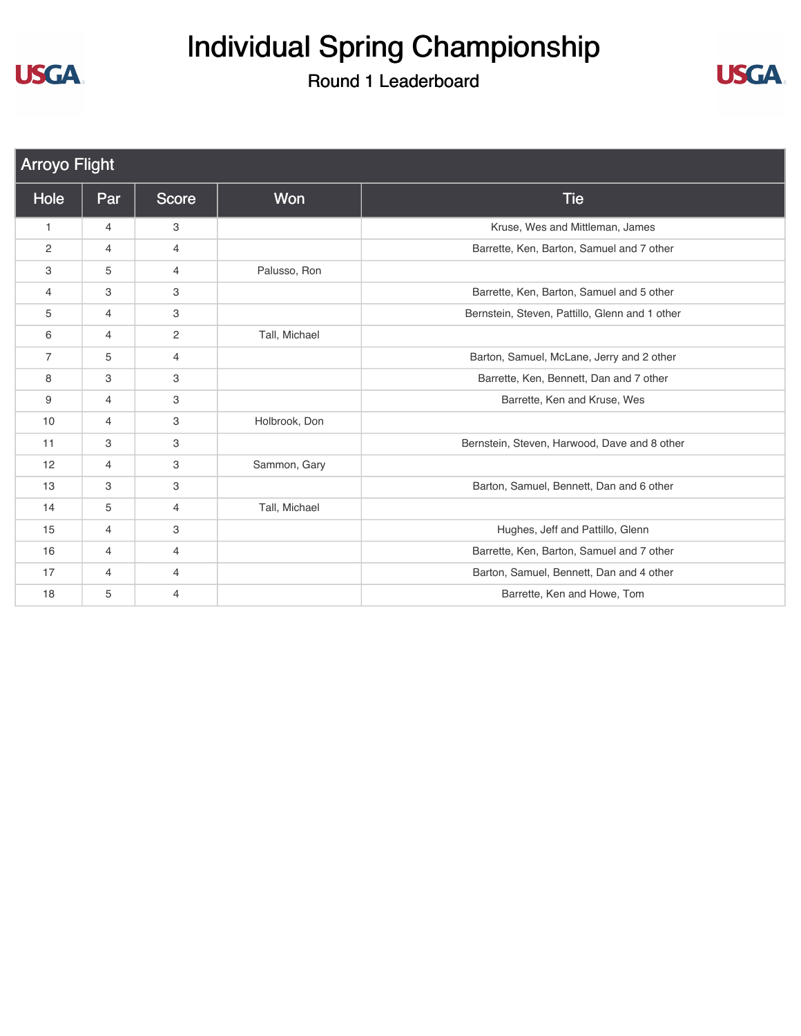# Individual Spring Championship

## Round 1 Leaderboard

| Arroyo Flight | | | | |
|---|---|---|---|---|
| **Hole** | **Par** | **Score** | **Won** | **Tie** |
| 1 | 4 | 3 | | Kruse, Wes and Mittleman, James |
| 2 | 4 | 4 | | Barrette, Ken, Barton, Samuel and 7 other |
| 3 | 5 | 4 | Palusso, Ron | |
| 4 | 3 | 3 | | Barrette, Ken, Barton, Samuel and 5 other |
| 5 | 4 | 3 | | Bernstein, Steven, Pattillo, Glenn and 1 other |
| 6 | 4 | 2 | Tall, Michael | |
| 7 | 5 | 4 | | Barton, Samuel, McLane, Jerry and 2 other |
| 8 | 3 | 3 | | Barrette, Ken, Bennett, Dan and 7 other |
| 9 | 4 | 3 | | Barrette, Ken and Kruse, Wes |
| 10 | 4 | 3 | Holbrook, Don | |
| 11 | 3 | 3 | | Bernstein, Steven, Harwood, Dave and 8 other |
| 12 | 4 | 3 | Sammon, Gary | |
| 13 | 3 | 3 | | Barton, Samuel, Bennett, Dan and 6 other |
| 14 | 5 | 4 | Tall, Michael | |
| 15 | 4 | 3 | | Hughes, Jeff and Pattillo, Glenn |
| 16 | 4 | 4 | | Barrette, Ken, Barton, Samuel and 7 other |
| 17 | 4 | 4 | | Barton, Samuel, Bennett, Dan and 4 other |
| 18 | 5 | 4 | | Barrette, Ken and Howe, Tom |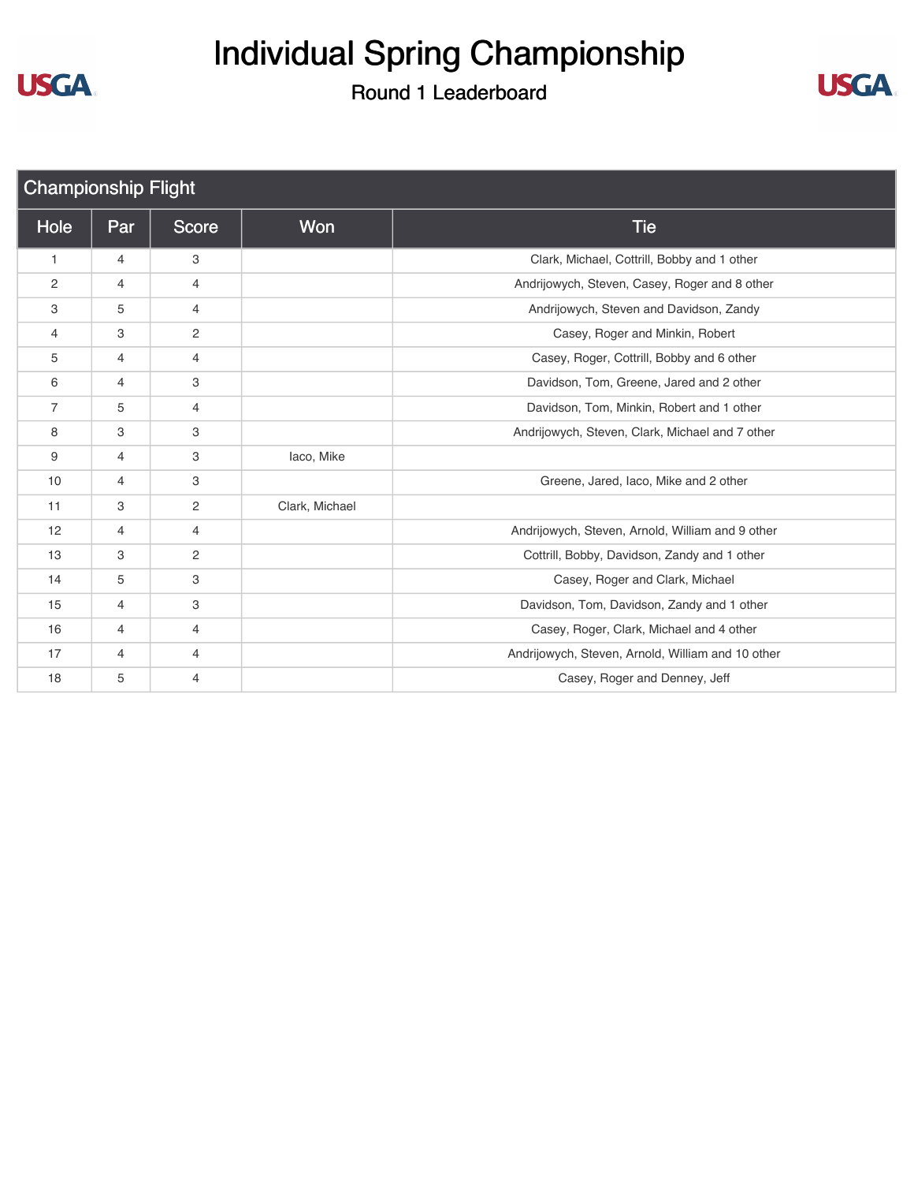# Individual Spring Championship

## Round 1 Leaderboard

### Championship Flight

| Hole | Par | Score | Won | Tie |
|---|---|---|---|---|
| 1 | 4 | 3 | | Clark, Michael, Cottrill, Bobby and 1 other |
| 2 | 4 | 4 | | Andrijowych, Steven, Casey, Roger and 8 other |
| 3 | 5 | 4 | | Andrijowych, Steven and Davidson, Zandy |
| 4 | 3 | 2 | | Casey, Roger and Minkin, Robert |
| 5 | 4 | 4 | | Casey, Roger, Cottrill, Bobby and 6 other |
| 6 | 4 | 3 | | Davidson, Tom, Greene, Jared and 2 other |
| 7 | 5 | 4 | | Davidson, Tom, Minkin, Robert and 1 other |
| 8 | 3 | 3 | | Andrijowych, Steven, Clark, Michael and 7 other |
| 9 | 4 | 3 | Iaco, Mike | |
| 10 | 4 | 3 | | Greene, Jared, Iaco, Mike and 2 other |
| 11 | 3 | 2 | Clark, Michael | |
| 12 | 4 | 4 | | Andrijowych, Steven, Arnold, William and 9 other |
| 13 | 3 | 2 | | Cottrill, Bobby, Davidson, Zandy and 1 other |
| 14 | 5 | 3 | | Casey, Roger and Clark, Michael |
| 15 | 4 | 3 | | Davidson, Tom, Davidson, Zandy and 1 other |
| 16 | 4 | 4 | | Casey, Roger, Clark, Michael and 4 other |
| 17 | 4 | 4 | | Andrijowych, Steven, Arnold, William and 10 other |
| 18 | 5 | 4 | | Casey, Roger and Denney, Jeff |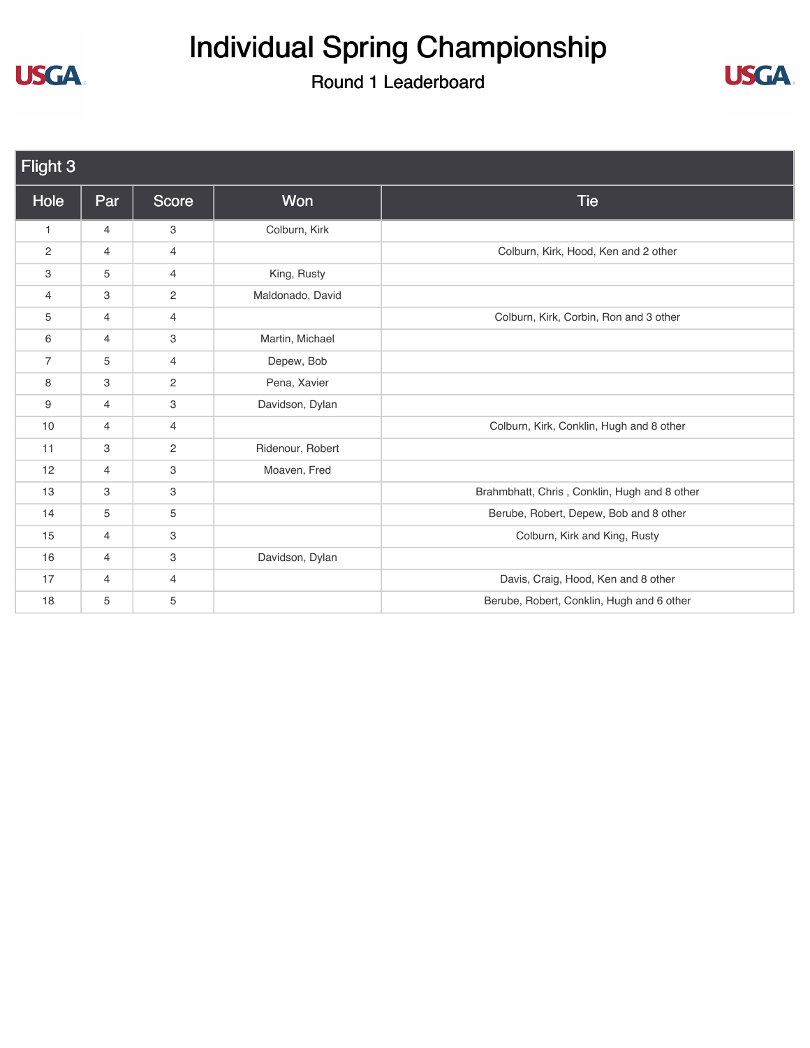# Individual Spring Championship

## Round 1 Leaderboard

| Flight 3 | | | | |
|---|---|---|---|---|
| Hole | Par | Score | Won | Tie |
| 1 | 4 | 3 | Colburn, Kirk | |
| 2 | 4 | 4 | | Colburn, Kirk, Hood, Ken and 2 other |
| 3 | 5 | 4 | King, Rusty | |
| 4 | 3 | 2 | Maldonado, David | |
| 5 | 4 | 4 | | Colburn, Kirk, Corbin, Ron and 3 other |
| 6 | 4 | 3 | Martin, Michael | |
| 7 | 5 | 4 | Depew, Bob | |
| 8 | 3 | 2 | Pena, Xavier | |
| 9 | 4 | 3 | Davidson, Dylan | |
| 10 | 4 | 4 | | Colburn, Kirk, Conklin, Hugh and 8 other |
| 11 | 3 | 2 | Ridenour, Robert | |
| 12 | 4 | 3 | Moaven, Fred | |
| 13 | 3 | 3 | | Brahmbhatt, Chris , Conklin, Hugh and 8 other |
| 14 | 5 | 5 | | Berube, Robert, Depew, Bob and 8 other |
| 15 | 4 | 3 | | Colburn, Kirk and King, Rusty |
| 16 | 4 | 3 | Davidson, Dylan | |
| 17 | 4 | 4 | | Davis, Craig, Hood, Ken and 8 other |
| 18 | 5 | 5 | | Berube, Robert, Conklin, Hugh and 6 other |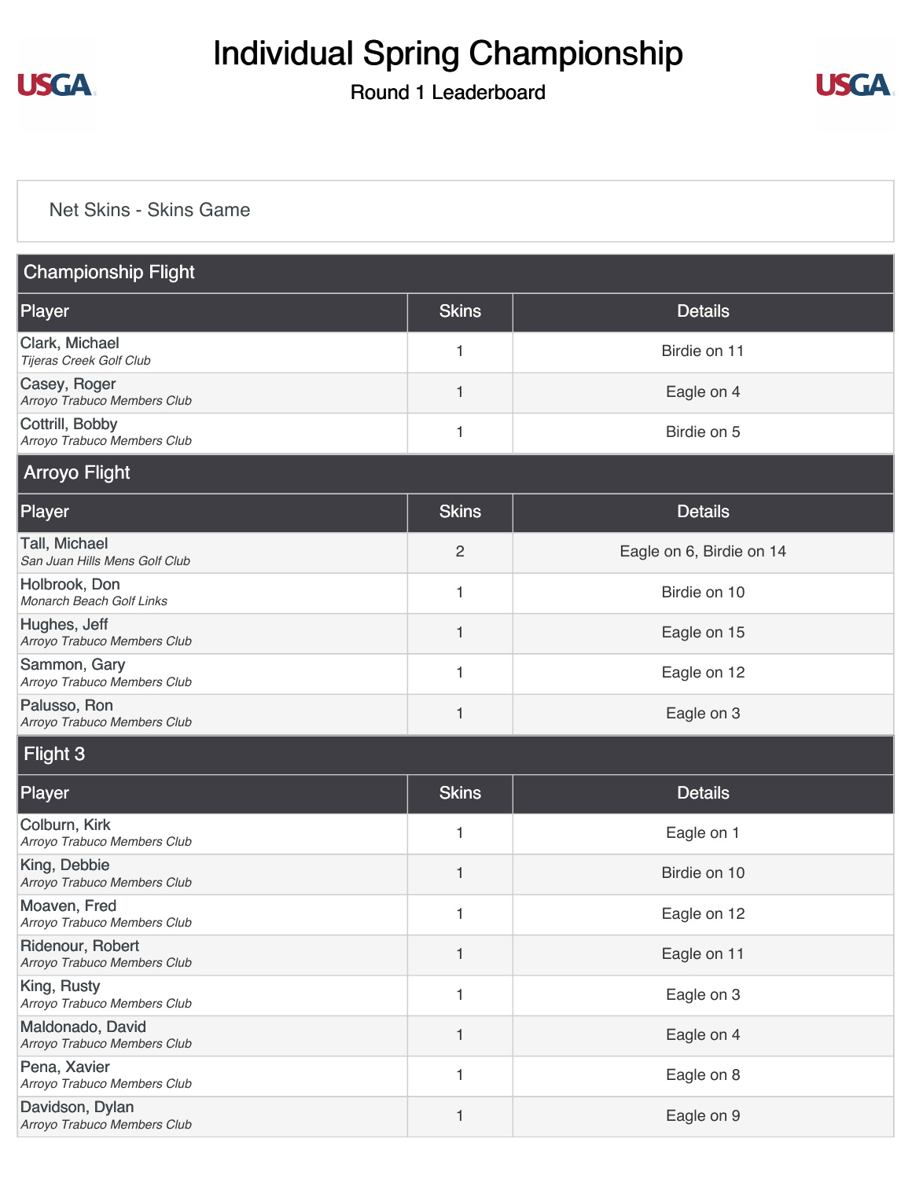# Individual Spring Championship

## Round 1 Leaderboard

Net Skins - Skins Game

### Championship Flight

| Player | Skins | Details |
|---|---|---|
| Clark, Michael *Tijeras Creek Golf Club* | 1 | Birdie on 11 |
| Casey, Roger *Arroyo Trabuco Members Club* | 1 | Eagle on 4 |
| Cottrill, Bobby *Arroyo Trabuco Members Club* | 1 | Birdie on 5 |

### Arroyo Flight

| Player | Skins | Details |
|---|---|---|
| Tall, Michael *San Juan Hills Mens Golf Club* | 2 | Eagle on 6, Birdie on 14 |
| Holbrook, Don *Monarch Beach Golf Links* | 1 | Birdie on 10 |
| Hughes, Jeff *Arroyo Trabuco Members Club* | 1 | Eagle on 15 |
| Sammon, Gary *Arroyo Trabuco Members Club* | 1 | Eagle on 12 |
| Palusso, Ron *Arroyo Trabuco Members Club* | 1 | Eagle on 3 |

### Flight 3

| Player | Skins | Details |
|---|---|---|
| Colburn, Kirk *Arroyo Trabuco Members Club* | 1 | Eagle on 1 |
| King, Debbie *Arroyo Trabuco Members Club* | 1 | Birdie on 10 |
| Moaven, Fred *Arroyo Trabuco Members Club* | 1 | Eagle on 12 |
| Ridenour, Robert *Arroyo Trabuco Members Club* | 1 | Eagle on 11 |
| King, Rusty *Arroyo Trabuco Members Club* | 1 | Eagle on 3 |
| Maldonado, David *Arroyo Trabuco Members Club* | 1 | Eagle on 4 |
| Pena, Xavier *Arroyo Trabuco Members Club* | 1 | Eagle on 8 |
| Davidson, Dylan *Arroyo Trabuco Members Club* | 1 | Eagle on 9 |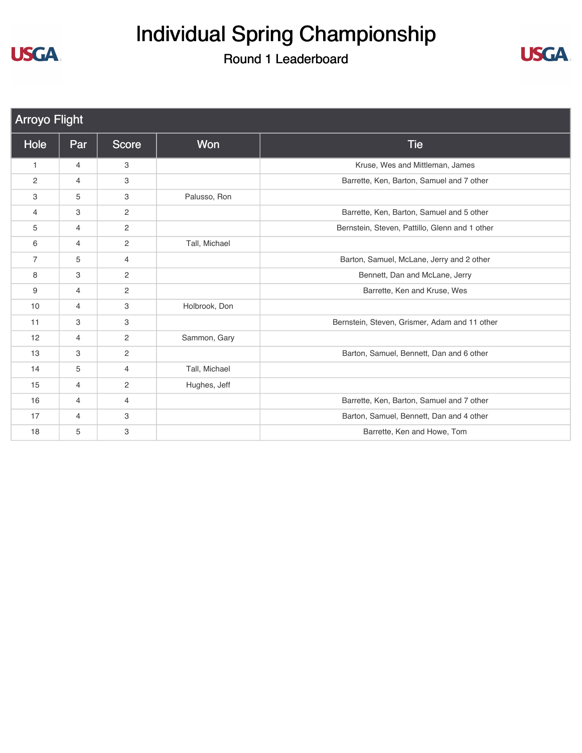# Individual Spring Championship

## Round 1 Leaderboard

| Arroyo Flight | | | | |
|---|---|---|---|---|
| **Hole** | **Par** | **Score** | **Won** | **Tie** |
| 1 | 4 | 3 | | Kruse, Wes and Mittleman, James |
| 2 | 4 | 3 | | Barrette, Ken, Barton, Samuel and 7 other |
| 3 | 5 | 3 | Palusso, Ron | |
| 4 | 3 | 2 | | Barrette, Ken, Barton, Samuel and 5 other |
| 5 | 4 | 2 | | Bernstein, Steven, Pattillo, Glenn and 1 other |
| 6 | 4 | 2 | Tall, Michael | |
| 7 | 5 | 4 | | Barton, Samuel, McLane, Jerry and 2 other |
| 8 | 3 | 2 | | Bennett, Dan and McLane, Jerry |
| 9 | 4 | 2 | | Barrette, Ken and Kruse, Wes |
| 10 | 4 | 3 | Holbrook, Don | |
| 11 | 3 | 3 | | Bernstein, Steven, Grismer, Adam and 11 other |
| 12 | 4 | 2 | Sammon, Gary | |
| 13 | 3 | 2 | | Barton, Samuel, Bennett, Dan and 6 other |
| 14 | 5 | 4 | Tall, Michael | |
| 15 | 4 | 2 | Hughes, Jeff | |
| 16 | 4 | 4 | | Barrette, Ken, Barton, Samuel and 7 other |
| 17 | 4 | 3 | | Barton, Samuel, Bennett, Dan and 4 other |
| 18 | 5 | 3 | | Barrette, Ken and Howe, Tom |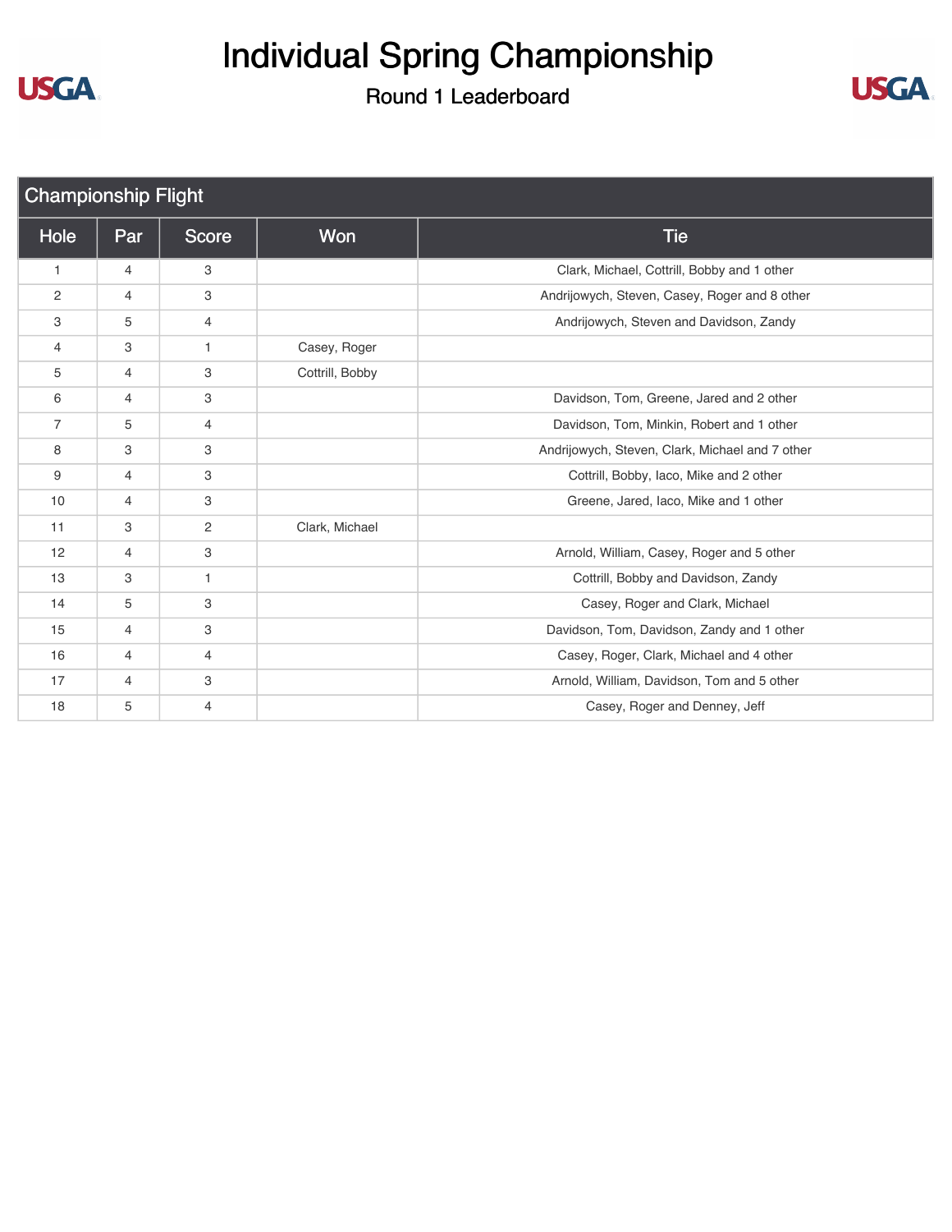# Individual Spring Championship

## Round 1 Leaderboard

### Championship Flight

| Hole | Par | Score | Won | Tie |
|---|---|---|---|---|
| 1 | 4 | 3 | | Clark, Michael, Cottrill, Bobby and 1 other |
| 2 | 4 | 3 | | Andrijowych, Steven, Casey, Roger and 8 other |
| 3 | 5 | 4 | | Andrijowych, Steven and Davidson, Zandy |
| 4 | 3 | 1 | Casey, Roger | |
| 5 | 4 | 3 | Cottrill, Bobby | |
| 6 | 4 | 3 | | Davidson, Tom, Greene, Jared and 2 other |
| 7 | 5 | 4 | | Davidson, Tom, Minkin, Robert and 1 other |
| 8 | 3 | 3 | | Andrijowych, Steven, Clark, Michael and 7 other |
| 9 | 4 | 3 | | Cottrill, Bobby, Iaco, Mike and 2 other |
| 10 | 4 | 3 | | Greene, Jared, Iaco, Mike and 1 other |
| 11 | 3 | 2 | Clark, Michael | |
| 12 | 4 | 3 | | Arnold, William, Casey, Roger and 5 other |
| 13 | 3 | 1 | | Cottrill, Bobby and Davidson, Zandy |
| 14 | 5 | 3 | | Casey, Roger and Clark, Michael |
| 15 | 4 | 3 | | Davidson, Tom, Davidson, Zandy and 1 other |
| 16 | 4 | 4 | | Casey, Roger, Clark, Michael and 4 other |
| 17 | 4 | 3 | | Arnold, William, Davidson, Tom and 5 other |
| 18 | 5 | 4 | | Casey, Roger and Denney, Jeff |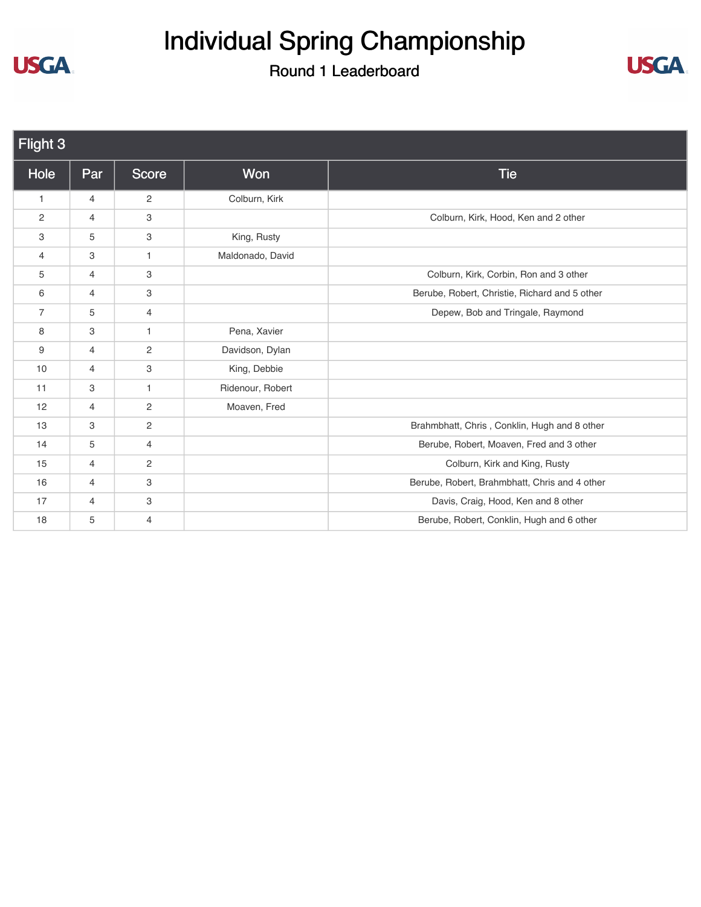# Individual Spring Championship

## Round 1 Leaderboard

### Flight 3

| Hole | Par | Score | Won | Tie |
|---|---|---|---|---|
| 1 | 4 | 2 | Colburn, Kirk | |
| 2 | 4 | 3 | | Colburn, Kirk, Hood, Ken and 2 other |
| 3 | 5 | 3 | King, Rusty | |
| 4 | 3 | 1 | Maldonado, David | |
| 5 | 4 | 3 | | Colburn, Kirk, Corbin, Ron and 3 other |
| 6 | 4 | 3 | | Berube, Robert, Christie, Richard and 5 other |
| 7 | 5 | 4 | | Depew, Bob and Tringale, Raymond |
| 8 | 3 | 1 | Pena, Xavier | |
| 9 | 4 | 2 | Davidson, Dylan | |
| 10 | 4 | 3 | King, Debbie | |
| 11 | 3 | 1 | Ridenour, Robert | |
| 12 | 4 | 2 | Moaven, Fred | |
| 13 | 3 | 2 | | Brahmbhatt, Chris , Conklin, Hugh and 8 other |
| 14 | 5 | 4 | | Berube, Robert, Moaven, Fred and 3 other |
| 15 | 4 | 2 | | Colburn, Kirk and King, Rusty |
| 16 | 4 | 3 | | Berube, Robert, Brahmbhatt, Chris and 4 other |
| 17 | 4 | 3 | | Davis, Craig, Hood, Ken and 8 other |
| 18 | 5 | 4 | | Berube, Robert, Conklin, Hugh and 6 other |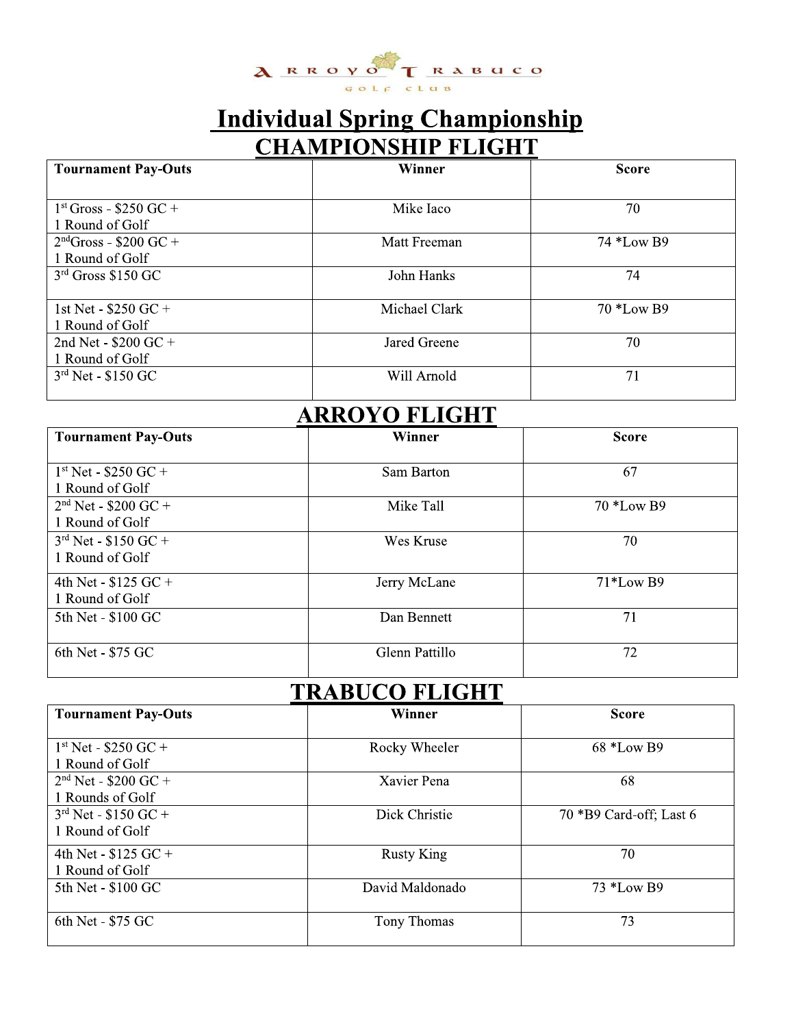Arroyo Trabuco Golf Club

# Individual Spring Championship

## CHAMPIONSHIP FLIGHT

| Tournament Pay-Outs | Winner | Score |
|---|---|---|
| 1st Gross - $250 GC + 1 Round of Golf | Mike Iaco | 70 |
| 2nd Gross - $200 GC + 1 Round of Golf | Matt Freeman | 74 *Low B9 |
| 3rd Gross $150 GC | John Hanks | 74 |
| 1st Net - $250 GC + 1 Round of Golf | Michael Clark | 70 *Low B9 |
| 2nd Net - $200 GC + 1 Round of Golf | Jared Greene | 70 |
| 3rd Net - $150 GC | Will Arnold | 71 |

## ARROYO FLIGHT

| Tournament Pay-Outs | Winner | Score |
|---|---|---|
| 1st Net - $250 GC + 1 Round of Golf | Sam Barton | 67 |
| 2nd Net - $200 GC + 1 Round of Golf | Mike Tall | 70 *Low B9 |
| 3rd Net - $150 GC + 1 Round of Golf | Wes Kruse | 70 |
| 4th Net - $125 GC + 1 Round of Golf | Jerry McLane | 71*Low B9 |
| 5th Net - $100 GC | Dan Bennett | 71 |
| 6th Net - $75 GC | Glenn Pattillo | 72 |

## TRABUCO FLIGHT

| Tournament Pay-Outs | Winner | Score |
|---|---|---|
| 1st Net - $250 GC + 1 Round of Golf | Rocky Wheeler | 68 *Low B9 |
| 2nd Net - $200 GC + 1 Rounds of Golf | Xavier Pena | 68 |
| 3rd Net - $150 GC + 1 Round of Golf | Dick Christie | 70 *B9 Card-off; Last 6 |
| 4th Net - $125 GC + 1 Round of Golf | Rusty King | 70 |
| 5th Net - $100 GC | David Maldonado | 73 *Low B9 |
| 6th Net - $75 GC | Tony Thomas | 73 |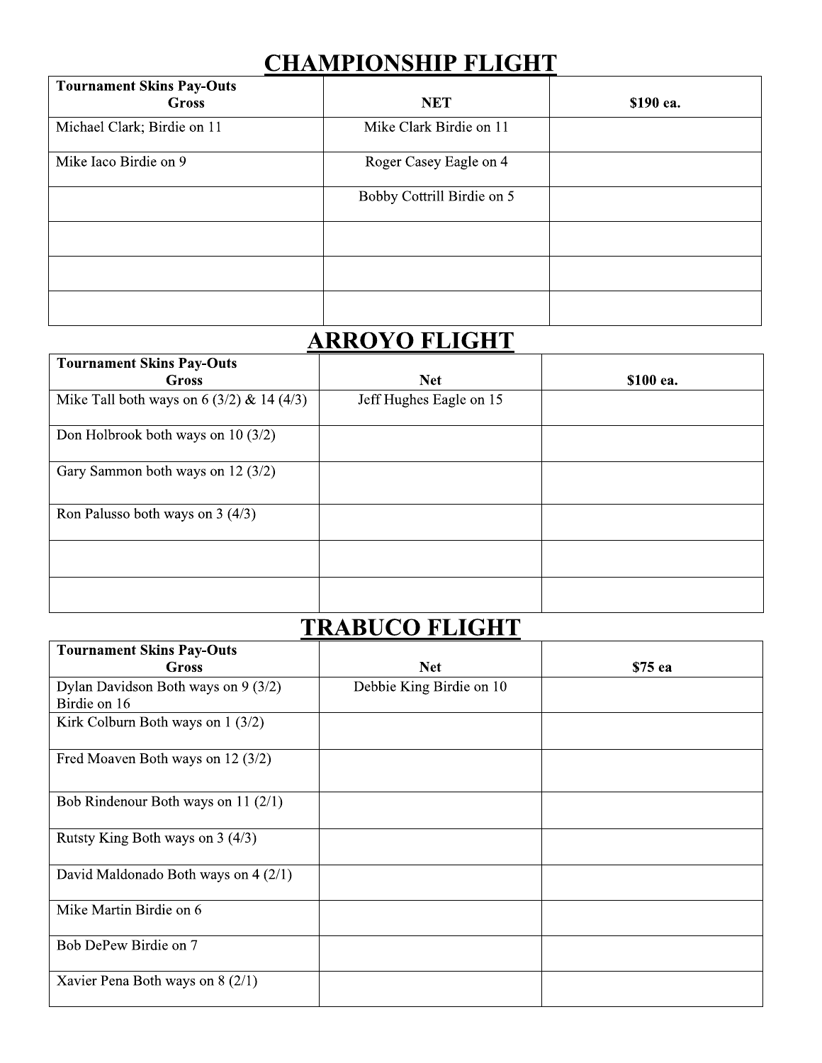## CHAMPIONSHIP FLIGHT

| Tournament Skins Pay-Outs Gross | NET | $190 ea. |
|---|---|---|
| Michael Clark; Birdie on 11 | Mike Clark Birdie on 11 | |
| Mike Iaco Birdie on 9 | Roger Casey Eagle on 4 | |
| | Bobby Cottrill Birdie on 5 | |
| | | |
| | | |
| | | |

## ARROYO FLIGHT

| Tournament Skins Pay-Outs Gross | Net | $100 ea. |
|---|---|---|
| Mike Tall both ways on 6 (3/2) & 14 (4/3) | Jeff Hughes Eagle on 15 | |
| Don Holbrook both ways on 10 (3/2) | | |
| Gary Sammon both ways on 12 (3/2) | | |
| Ron Palusso both ways on 3 (4/3) | | |
| | | |
| | | |

## TRABUCO FLIGHT

| Tournament Skins Pay-Outs Gross | Net | $75 ea |
|---|---|---|
| Dylan Davidson Both ways on 9 (3/2) Birdie on 16 | Debbie King Birdie on 10 | |
| Kirk Colburn Both ways on 1 (3/2) | | |
| Fred Moaven Both ways on 12 (3/2) | | |
| Bob Rindenour Both ways on 11 (2/1) | | |
| Rutsty King Both ways on 3 (4/3) | | |
| David Maldonado Both ways on 4 (2/1) | | |
| Mike Martin Birdie on 6 | | |
| Bob DePew Birdie on 7 | | |
| Xavier Pena Both ways on 8 (2/1) | | |